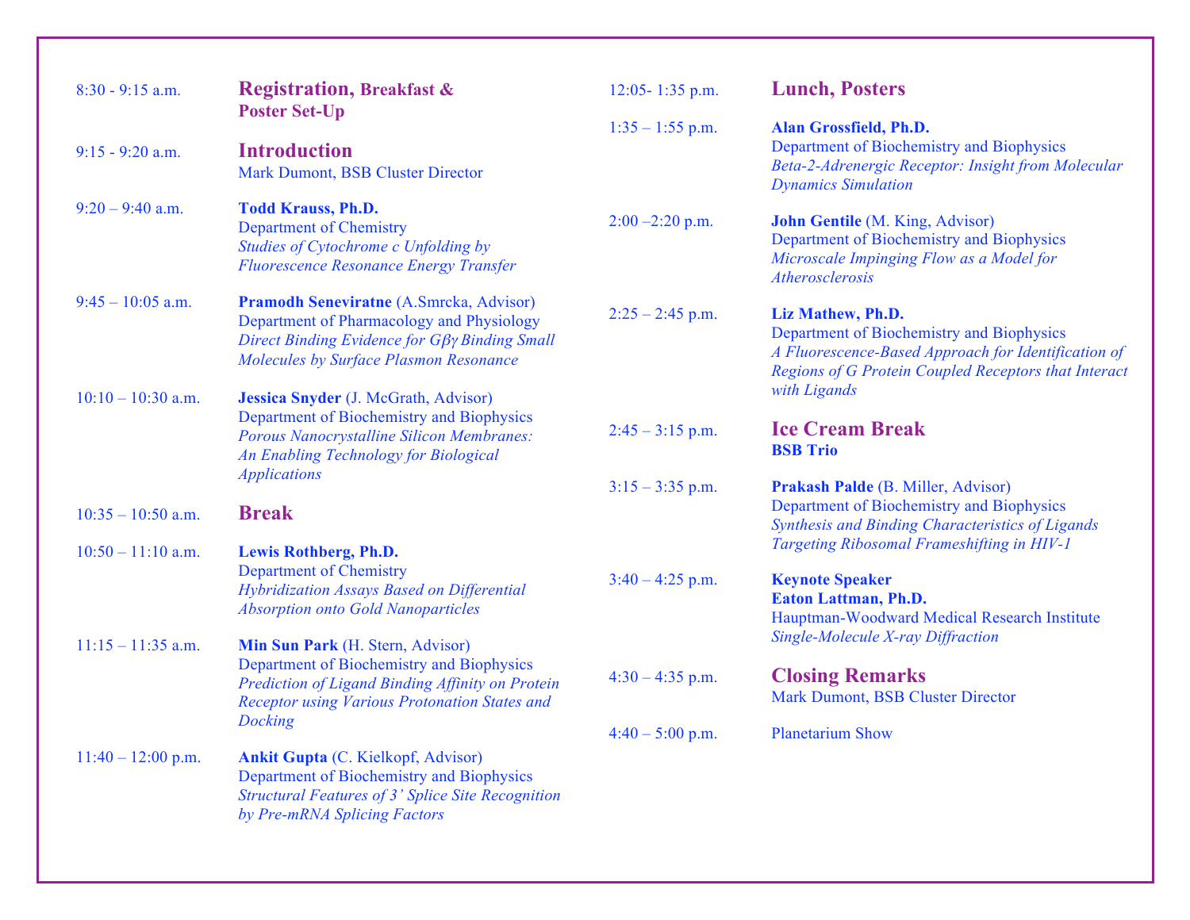8:30 - 9:15 a.m. **Registration, Breakfast & Poster Set-Up**

9:15 - 9:20 a.m. **Introduction**
Mark Dumont, BSB Cluster Director

9:20 – 9:40 a.m. **Todd Krauss, Ph.D.**
Department of Chemistry
*Studies of Cytochrome c Unfolding by Fluorescence Resonance Energy Transfer*

9:45 – 10:05 a.m. **Pramodh Seneviratne** (A.Smrcka, Advisor)
Department of Pharmacology and Physiology
*Direct Binding Evidence for Gβγ Binding Small Molecules by Surface Plasmon Resonance*

10:10 – 10:30 a.m. **Jessica Snyder** (J. McGrath, Advisor)
Department of Biochemistry and Biophysics
*Porous Nanocrystalline Silicon Membranes: An Enabling Technology for Biological Applications*

10:35 – 10:50 a.m. **Break**

10:50 – 11:10 a.m. **Lewis Rothberg, Ph.D.**
Department of Chemistry
*Hybridization Assays Based on Differential Absorption onto Gold Nanoparticles*

11:15 – 11:35 a.m. **Min Sun Park** (H. Stern, Advisor)
Department of Biochemistry and Biophysics
*Prediction of Ligand Binding Affinity on Protein Receptor using Various Protonation States and Docking*

11:40 – 12:00 p.m. **Ankit Gupta** (C. Kielkopf, Advisor)
Department of Biochemistry and Biophysics
*Structural Features of 3' Splice Site Recognition by Pre-mRNA Splicing Factors*

12:05- 1:35 p.m. **Lunch, Posters**

1:35 – 1:55 p.m. **Alan Grossfield, Ph.D.**
Department of Biochemistry and Biophysics
*Beta-2-Adrenergic Receptor: Insight from Molecular Dynamics Simulation*

2:00 –2:20 p.m. **John Gentile** (M. King, Advisor)
Department of Biochemistry and Biophysics
*Microscale Impinging Flow as a Model for Atherosclerosis*

2:25 – 2:45 p.m. **Liz Mathew, Ph.D.**
Department of Biochemistry and Biophysics
*A Fluorescence-Based Approach for Identification of Regions of G Protein Coupled Receptors that Interact with Ligands*

2:45 – 3:15 p.m. **Ice Cream Break**
**BSB Trio**

3:15 – 3:35 p.m. **Prakash Palde** (B. Miller, Advisor)
Department of Biochemistry and Biophysics
*Synthesis and Binding Characteristics of Ligands Targeting Ribosomal Frameshifting in HIV-1*

3:40 – 4:25 p.m. **Keynote Speaker**
**Eaton Lattman, Ph.D.**
Hauptman-Woodward Medical Research Institute
*Single-Molecule X-ray Diffraction*

4:30 – 4:35 p.m. **Closing Remarks**
Mark Dumont, BSB Cluster Director

4:40 – 5:00 p.m. Planetarium Show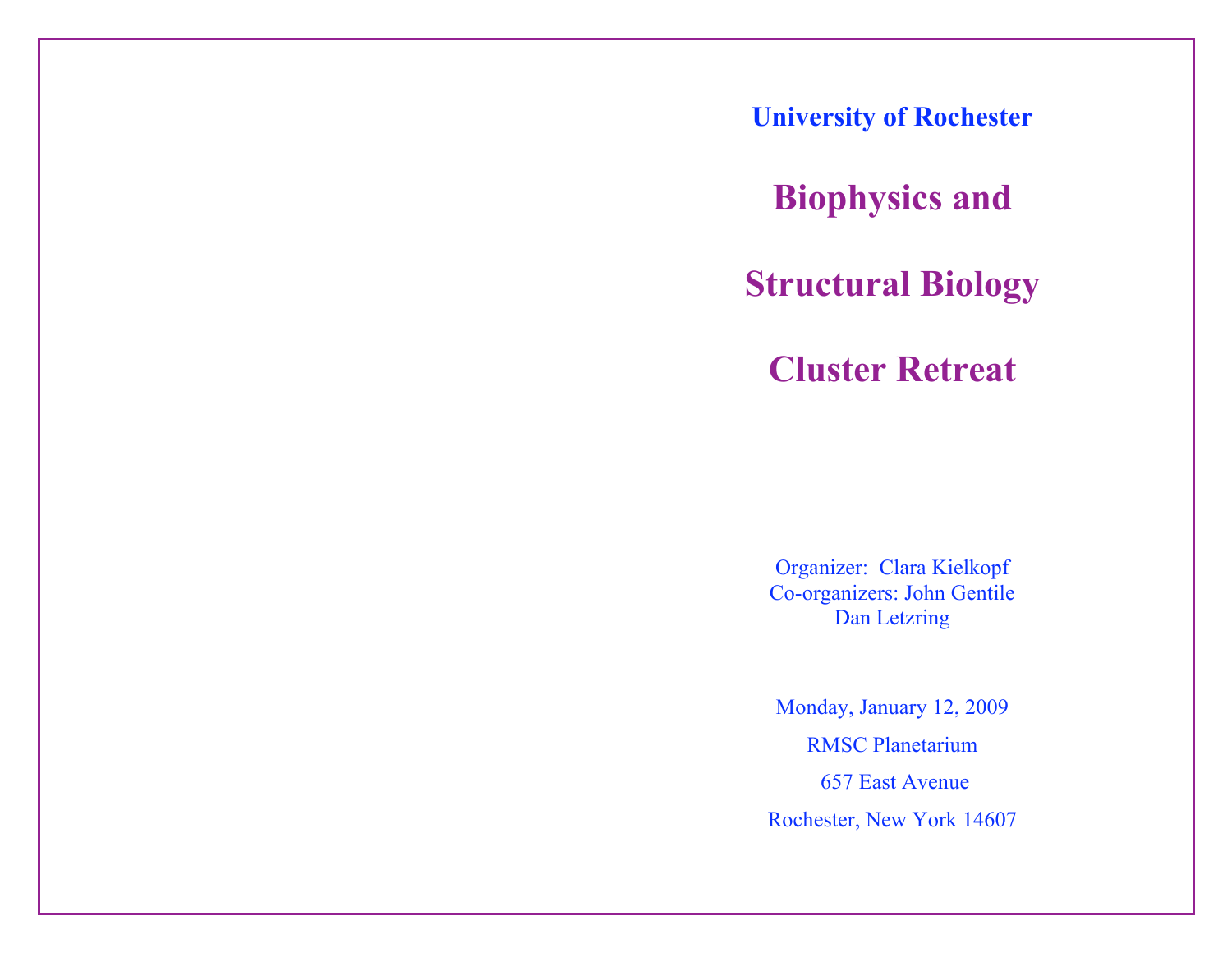**University of Rochester**

# Biophysics and Structural Biology Cluster Retreat

Organizer: Clara Kielkopf
Co-organizers: John Gentile
Dan Letzring

Monday, January 12, 2009

RMSC Planetarium

657 East Avenue

Rochester, New York 14607